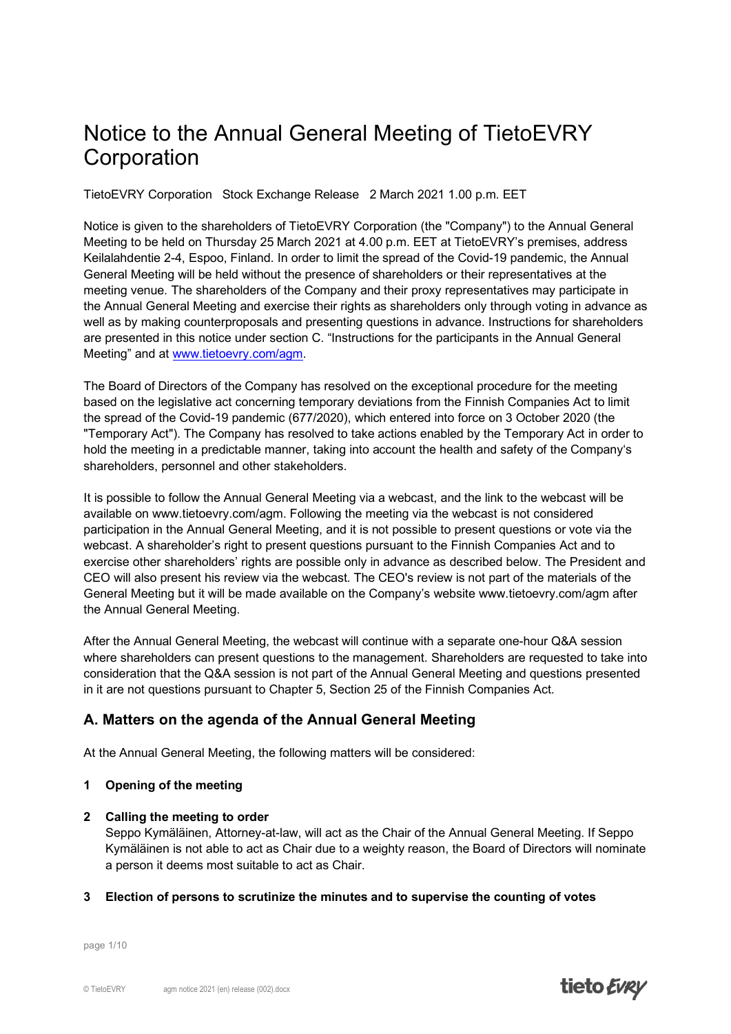# Notice to the Annual General Meeting of TietoEVRY Corporation

TietoEVRY Corporation   Stock Exchange Release   2 March 2021 1.00 p.m. EET

Notice is given to the shareholders of TietoEVRY Corporation (the "Company") to the Annual General Meeting to be held on Thursday 25 March 2021 at 4.00 p.m. EET at TietoEVRY's premises, address Keilalahdentie 2-4, Espoo, Finland. In order to limit the spread of the Covid-19 pandemic, the Annual General Meeting will be held without the presence of shareholders or their representatives at the meeting venue. The shareholders of the Company and their proxy representatives may participate in the Annual General Meeting and exercise their rights as shareholders only through voting in advance as well as by making counterproposals and presenting questions in advance. Instructions for shareholders are presented in this notice under section C. "Instructions for the participants in the Annual General Meeting" and at www.tietoevry.com/agm.

The Board of Directors of the Company has resolved on the exceptional procedure for the meeting based on the legislative act concerning temporary deviations from the Finnish Companies Act to limit the spread of the Covid-19 pandemic (677/2020), which entered into force on 3 October 2020 (the "Temporary Act"). The Company has resolved to take actions enabled by the Temporary Act in order to hold the meeting in a predictable manner, taking into account the health and safety of the Company's shareholders, personnel and other stakeholders.

It is possible to follow the Annual General Meeting via a webcast, and the link to the webcast will be available on www.tietoevry.com/agm. Following the meeting via the webcast is not considered participation in the Annual General Meeting, and it is not possible to present questions or vote via the webcast. A shareholder's right to present questions pursuant to the Finnish Companies Act and to exercise other shareholders' rights are possible only in advance as described below. The President and CEO will also present his review via the webcast. The CEO's review is not part of the materials of the General Meeting but it will be made available on the Company's website www.tietoevry.com/agm after the Annual General Meeting.

After the Annual General Meeting, the webcast will continue with a separate one-hour Q&A session where shareholders can present questions to the management. Shareholders are requested to take into consideration that the Q&A session is not part of the Annual General Meeting and questions presented in it are not questions pursuant to Chapter 5, Section 25 of the Finnish Companies Act.

## A. Matters on the agenda of the Annual General Meeting

At the Annual General Meeting, the following matters will be considered:

**1 Opening of the meeting**

**2 Calling the meeting to order**

Seppo Kymäläinen, Attorney-at-law, will act as the Chair of the Annual General Meeting. If Seppo Kymäläinen is not able to act as Chair due to a weighty reason, the Board of Directors will nominate a person it deems most suitable to act as Chair.

**3 Election of persons to scrutinize the minutes and to supervise the counting of votes**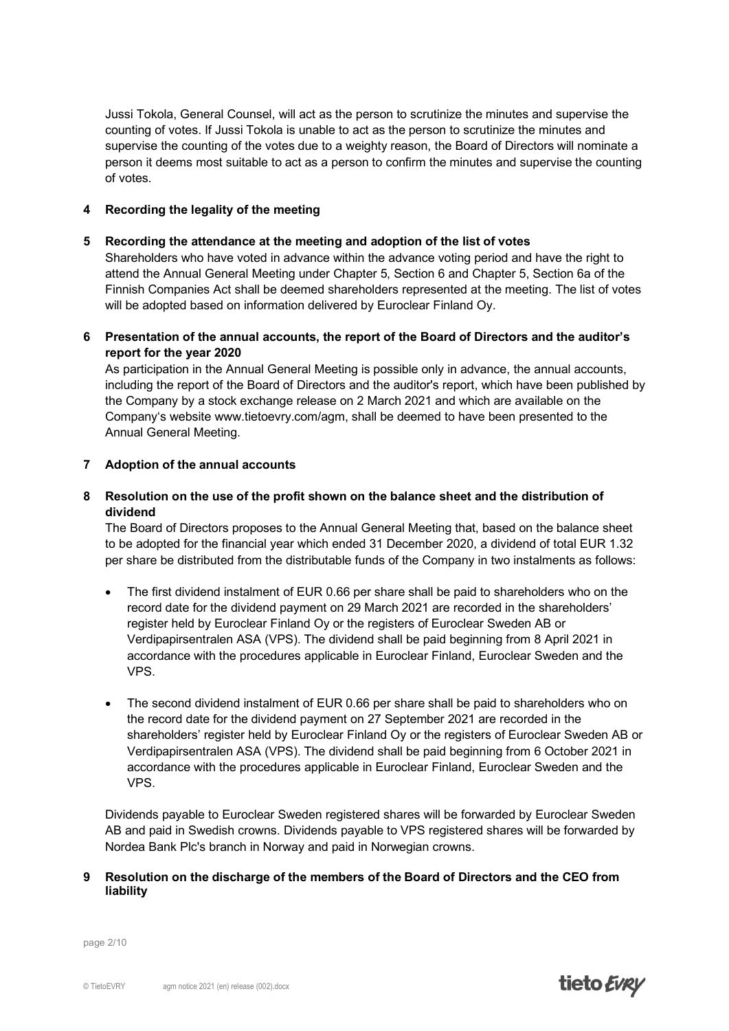Jussi Tokola, General Counsel, will act as the person to scrutinize the minutes and supervise the counting of votes. If Jussi Tokola is unable to act as the person to scrutinize the minutes and supervise the counting of the votes due to a weighty reason, the Board of Directors will nominate a person it deems most suitable to act as a person to confirm the minutes and supervise the counting of votes.

## 4 Recording the legality of the meeting

## 5 Recording the attendance at the meeting and adoption of the list of votes

Shareholders who have voted in advance within the advance voting period and have the right to attend the Annual General Meeting under Chapter 5, Section 6 and Chapter 5, Section 6a of the Finnish Companies Act shall be deemed shareholders represented at the meeting. The list of votes will be adopted based on information delivered by Euroclear Finland Oy.

## 6 Presentation of the annual accounts, the report of the Board of Directors and the auditor's report for the year 2020

As participation in the Annual General Meeting is possible only in advance, the annual accounts, including the report of the Board of Directors and the auditor's report, which have been published by the Company by a stock exchange release on 2 March 2021 and which are available on the Company's website www.tietoevry.com/agm, shall be deemed to have been presented to the Annual General Meeting.

## 7 Adoption of the annual accounts

## 8 Resolution on the use of the profit shown on the balance sheet and the distribution of dividend

The Board of Directors proposes to the Annual General Meeting that, based on the balance sheet to be adopted for the financial year which ended 31 December 2020, a dividend of total EUR 1.32 per share be distributed from the distributable funds of the Company in two instalments as follows:

- The first dividend instalment of EUR 0.66 per share shall be paid to shareholders who on the record date for the dividend payment on 29 March 2021 are recorded in the shareholders' register held by Euroclear Finland Oy or the registers of Euroclear Sweden AB or Verdipapirsentralen ASA (VPS). The dividend shall be paid beginning from 8 April 2021 in accordance with the procedures applicable in Euroclear Finland, Euroclear Sweden and the VPS.

- The second dividend instalment of EUR 0.66 per share shall be paid to shareholders who on the record date for the dividend payment on 27 September 2021 are recorded in the shareholders' register held by Euroclear Finland Oy or the registers of Euroclear Sweden AB or Verdipapirsentralen ASA (VPS). The dividend shall be paid beginning from 6 October 2021 in accordance with the procedures applicable in Euroclear Finland, Euroclear Sweden and the VPS.

Dividends payable to Euroclear Sweden registered shares will be forwarded by Euroclear Sweden AB and paid in Swedish crowns. Dividends payable to VPS registered shares will be forwarded by Nordea Bank Plc's branch in Norway and paid in Norwegian crowns.

## 9 Resolution on the discharge of the members of the Board of Directors and the CEO from liability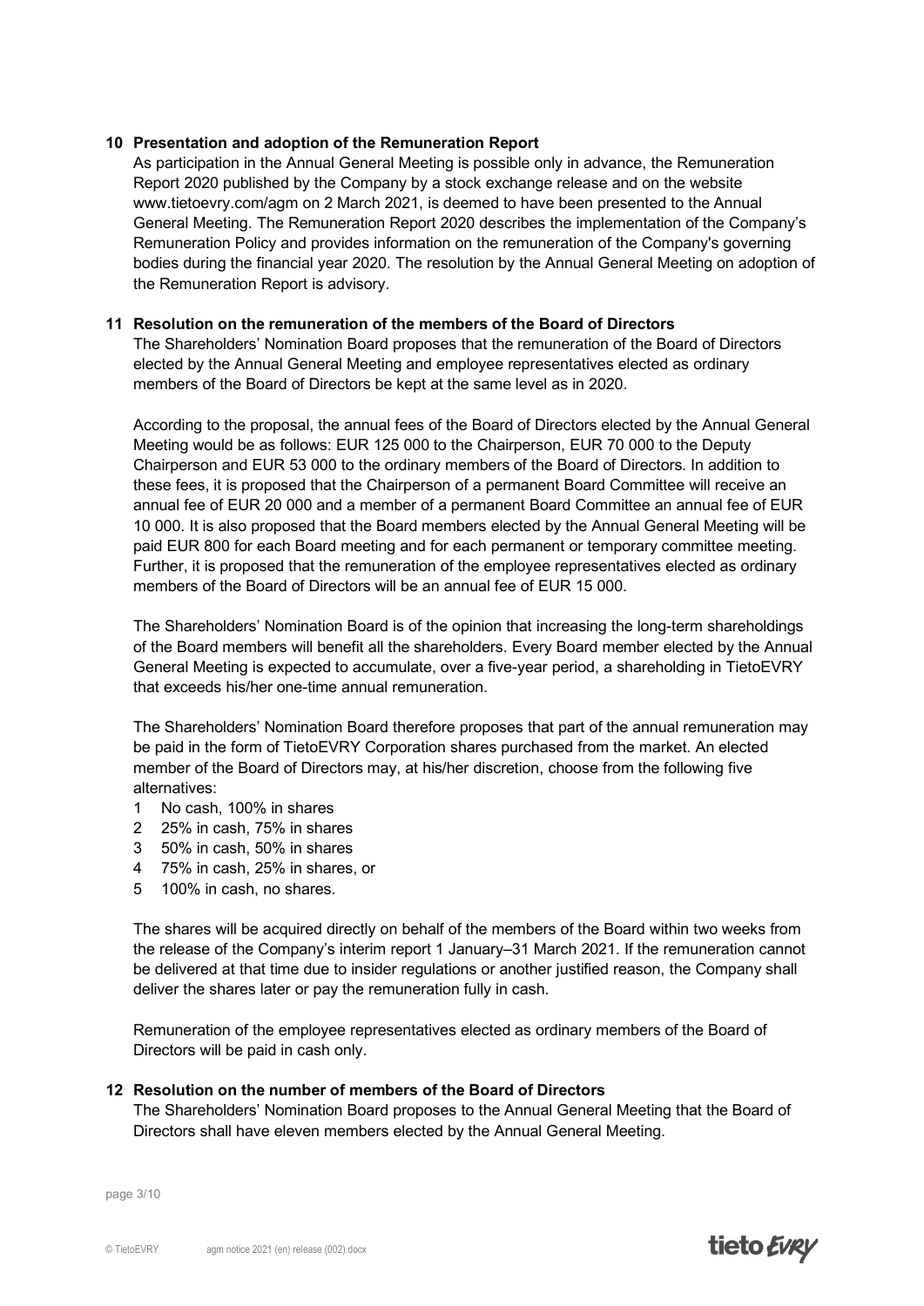## 10 Presentation and adoption of the Remuneration Report

As participation in the Annual General Meeting is possible only in advance, the Remuneration Report 2020 published by the Company by a stock exchange release and on the website www.tietoevry.com/agm on 2 March 2021, is deemed to have been presented to the Annual General Meeting. The Remuneration Report 2020 describes the implementation of the Company's Remuneration Policy and provides information on the remuneration of the Company's governing bodies during the financial year 2020. The resolution by the Annual General Meeting on adoption of the Remuneration Report is advisory.

## 11 Resolution on the remuneration of the members of the Board of Directors

The Shareholders' Nomination Board proposes that the remuneration of the Board of Directors elected by the Annual General Meeting and employee representatives elected as ordinary members of the Board of Directors be kept at the same level as in 2020.

According to the proposal, the annual fees of the Board of Directors elected by the Annual General Meeting would be as follows: EUR 125 000 to the Chairperson, EUR 70 000 to the Deputy Chairperson and EUR 53 000 to the ordinary members of the Board of Directors. In addition to these fees, it is proposed that the Chairperson of a permanent Board Committee will receive an annual fee of EUR 20 000 and a member of a permanent Board Committee an annual fee of EUR 10 000. It is also proposed that the Board members elected by the Annual General Meeting will be paid EUR 800 for each Board meeting and for each permanent or temporary committee meeting. Further, it is proposed that the remuneration of the employee representatives elected as ordinary members of the Board of Directors will be an annual fee of EUR 15 000.

The Shareholders' Nomination Board is of the opinion that increasing the long-term shareholdings of the Board members will benefit all the shareholders. Every Board member elected by the Annual General Meeting is expected to accumulate, over a five-year period, a shareholding in TietoEVRY that exceeds his/her one-time annual remuneration.

The Shareholders' Nomination Board therefore proposes that part of the annual remuneration may be paid in the form of TietoEVRY Corporation shares purchased from the market. An elected member of the Board of Directors may, at his/her discretion, choose from the following five alternatives:

1. No cash, 100% in shares
2. 25% in cash, 75% in shares
3. 50% in cash, 50% in shares
4. 75% in cash, 25% in shares, or
5. 100% in cash, no shares.

The shares will be acquired directly on behalf of the members of the Board within two weeks from the release of the Company's interim report 1 January–31 March 2021. If the remuneration cannot be delivered at that time due to insider regulations or another justified reason, the Company shall deliver the shares later or pay the remuneration fully in cash.

Remuneration of the employee representatives elected as ordinary members of the Board of Directors will be paid in cash only.

## 12 Resolution on the number of members of the Board of Directors

The Shareholders' Nomination Board proposes to the Annual General Meeting that the Board of Directors shall have eleven members elected by the Annual General Meeting.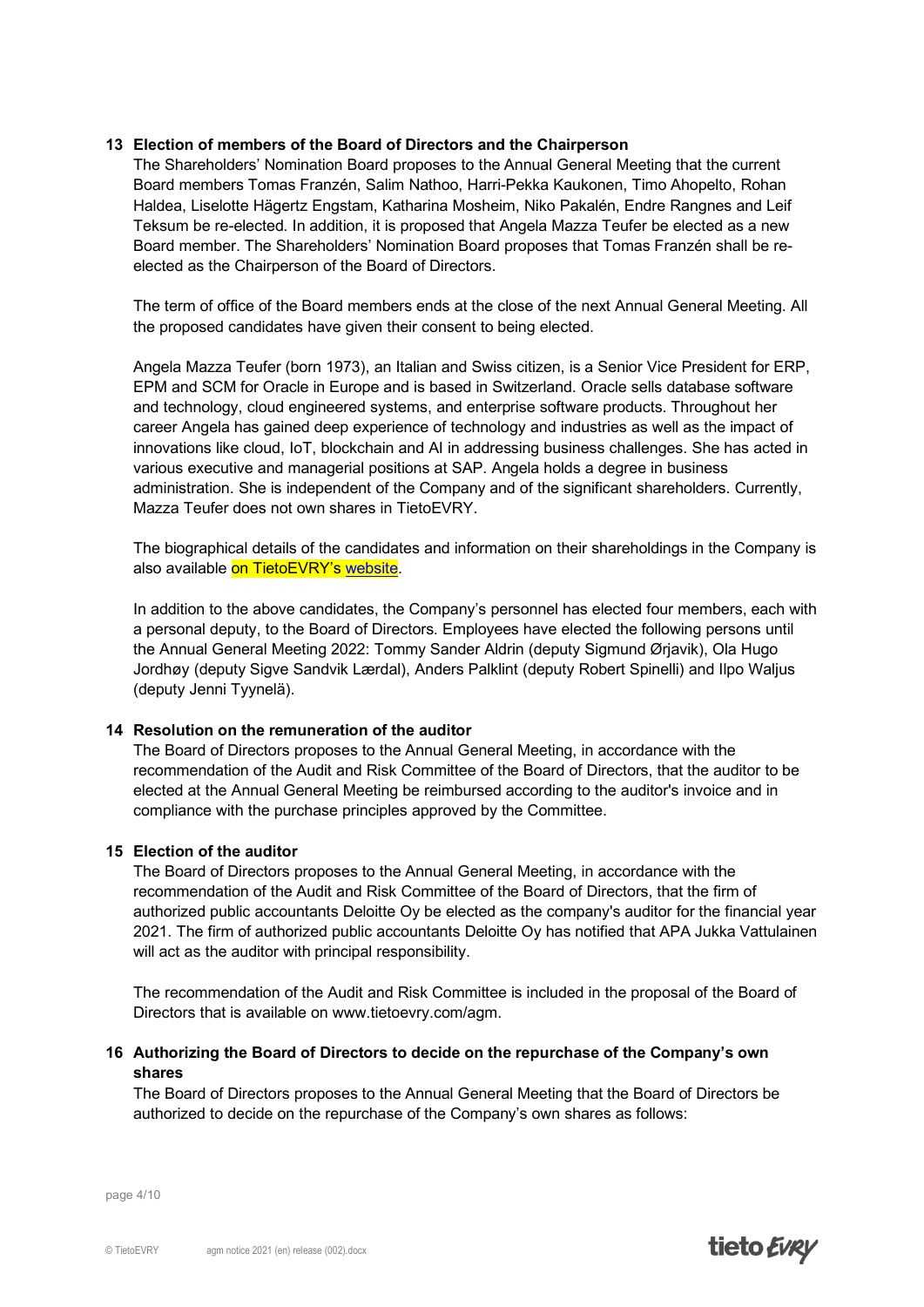## 13 Election of members of the Board of Directors and the Chairperson

The Shareholders' Nomination Board proposes to the Annual General Meeting that the current Board members Tomas Franzén, Salim Nathoo, Harri-Pekka Kaukonen, Timo Ahopelto, Rohan Haldea, Liselotte Hägertz Engstam, Katharina Mosheim, Niko Pakalén, Endre Rangnes and Leif Teksum be re-elected. In addition, it is proposed that Angela Mazza Teufer be elected as a new Board member. The Shareholders' Nomination Board proposes that Tomas Franzén shall be re-elected as the Chairperson of the Board of Directors.

The term of office of the Board members ends at the close of the next Annual General Meeting. All the proposed candidates have given their consent to being elected.

Angela Mazza Teufer (born 1973), an Italian and Swiss citizen, is a Senior Vice President for ERP, EPM and SCM for Oracle in Europe and is based in Switzerland. Oracle sells database software and technology, cloud engineered systems, and enterprise software products. Throughout her career Angela has gained deep experience of technology and industries as well as the impact of innovations like cloud, IoT, blockchain and AI in addressing business challenges. She has acted in various executive and managerial positions at SAP. Angela holds a degree in business administration. She is independent of the Company and of the significant shareholders. Currently, Mazza Teufer does not own shares in TietoEVRY.

The biographical details of the candidates and information on their shareholdings in the Company is also available on TietoEVRY's website.

In addition to the above candidates, the Company's personnel has elected four members, each with a personal deputy, to the Board of Directors. Employees have elected the following persons until the Annual General Meeting 2022: Tommy Sander Aldrin (deputy Sigmund Ørjavik), Ola Hugo Jordhøy (deputy Sigve Sandvik Lærdal), Anders Palklint (deputy Robert Spinelli) and Ilpo Waljus (deputy Jenni Tyynelä).

## 14 Resolution on the remuneration of the auditor

The Board of Directors proposes to the Annual General Meeting, in accordance with the recommendation of the Audit and Risk Committee of the Board of Directors, that the auditor to be elected at the Annual General Meeting be reimbursed according to the auditor's invoice and in compliance with the purchase principles approved by the Committee.

## 15 Election of the auditor

The Board of Directors proposes to the Annual General Meeting, in accordance with the recommendation of the Audit and Risk Committee of the Board of Directors, that the firm of authorized public accountants Deloitte Oy be elected as the company's auditor for the financial year 2021. The firm of authorized public accountants Deloitte Oy has notified that APA Jukka Vattulainen will act as the auditor with principal responsibility.

The recommendation of the Audit and Risk Committee is included in the proposal of the Board of Directors that is available on www.tietoevry.com/agm.

## 16 Authorizing the Board of Directors to decide on the repurchase of the Company's own shares

The Board of Directors proposes to the Annual General Meeting that the Board of Directors be authorized to decide on the repurchase of the Company's own shares as follows: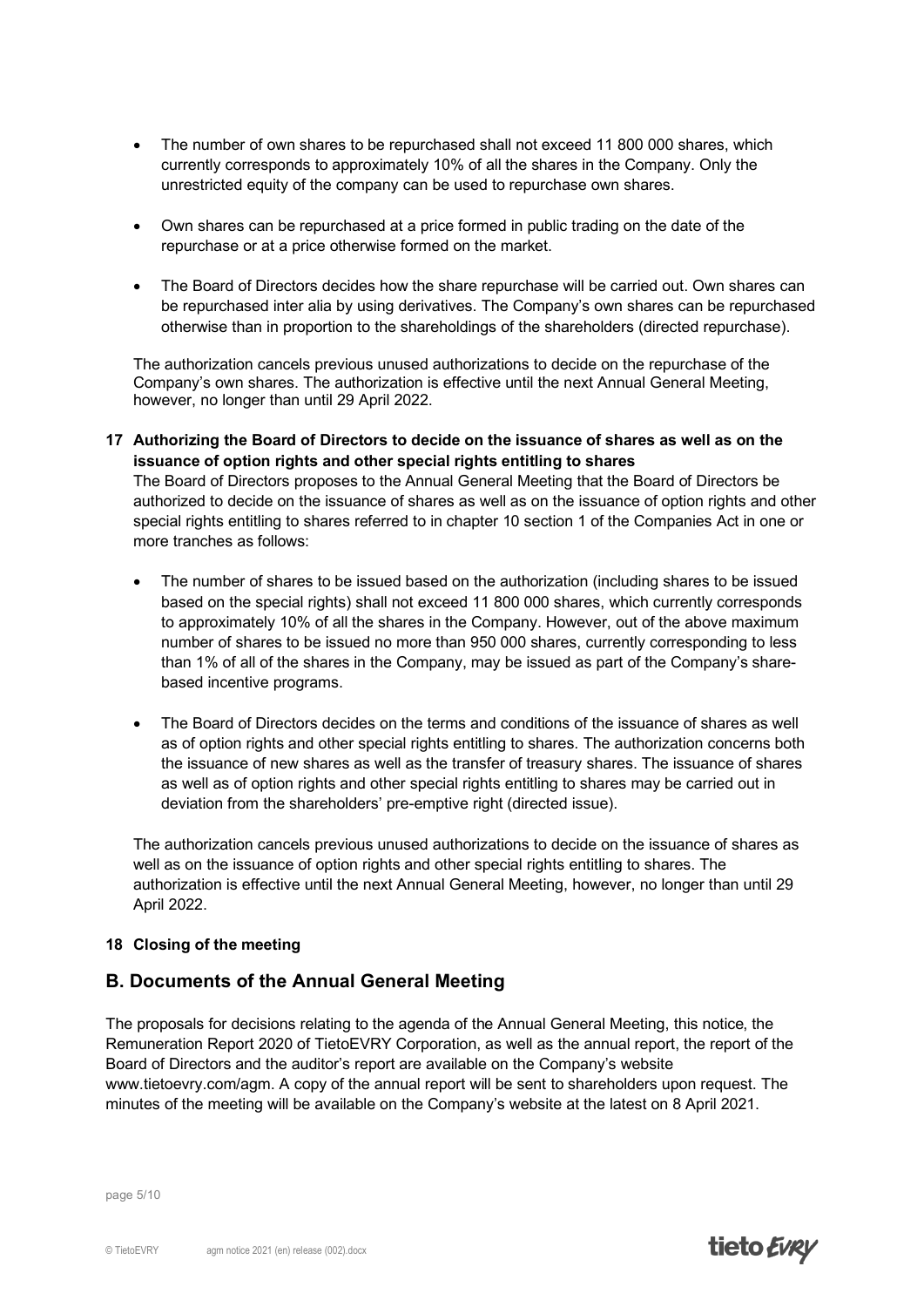- The number of own shares to be repurchased shall not exceed 11 800 000 shares, which currently corresponds to approximately 10% of all the shares in the Company. Only the unrestricted equity of the company can be used to repurchase own shares.

- Own shares can be repurchased at a price formed in public trading on the date of the repurchase or at a price otherwise formed on the market.

- The Board of Directors decides how the share repurchase will be carried out. Own shares can be repurchased inter alia by using derivatives. The Company's own shares can be repurchased otherwise than in proportion to the shareholdings of the shareholders (directed repurchase).

The authorization cancels previous unused authorizations to decide on the repurchase of the Company's own shares. The authorization is effective until the next Annual General Meeting, however, no longer than until 29 April 2022.

**17 Authorizing the Board of Directors to decide on the issuance of shares as well as on the issuance of option rights and other special rights entitling to shares**

The Board of Directors proposes to the Annual General Meeting that the Board of Directors be authorized to decide on the issuance of shares as well as on the issuance of option rights and other special rights entitling to shares referred to in chapter 10 section 1 of the Companies Act in one or more tranches as follows:

- The number of shares to be issued based on the authorization (including shares to be issued based on the special rights) shall not exceed 11 800 000 shares, which currently corresponds to approximately 10% of all the shares in the Company. However, out of the above maximum number of shares to be issued no more than 950 000 shares, currently corresponding to less than 1% of all of the shares in the Company, may be issued as part of the Company's share-based incentive programs.

- The Board of Directors decides on the terms and conditions of the issuance of shares as well as of option rights and other special rights entitling to shares. The authorization concerns both the issuance of new shares as well as the transfer of treasury shares. The issuance of shares as well as of option rights and other special rights entitling to shares may be carried out in deviation from the shareholders' pre-emptive right (directed issue).

The authorization cancels previous unused authorizations to decide on the issuance of shares as well as on the issuance of option rights and other special rights entitling to shares. The authorization is effective until the next Annual General Meeting, however, no longer than until 29 April 2022.

**18 Closing of the meeting**

## B. Documents of the Annual General Meeting

The proposals for decisions relating to the agenda of the Annual General Meeting, this notice, the Remuneration Report 2020 of TietoEVRY Corporation, as well as the annual report, the report of the Board of Directors and the auditor's report are available on the Company's website www.tietoevry.com/agm. A copy of the annual report will be sent to shareholders upon request. The minutes of the meeting will be available on the Company's website at the latest on 8 April 2021.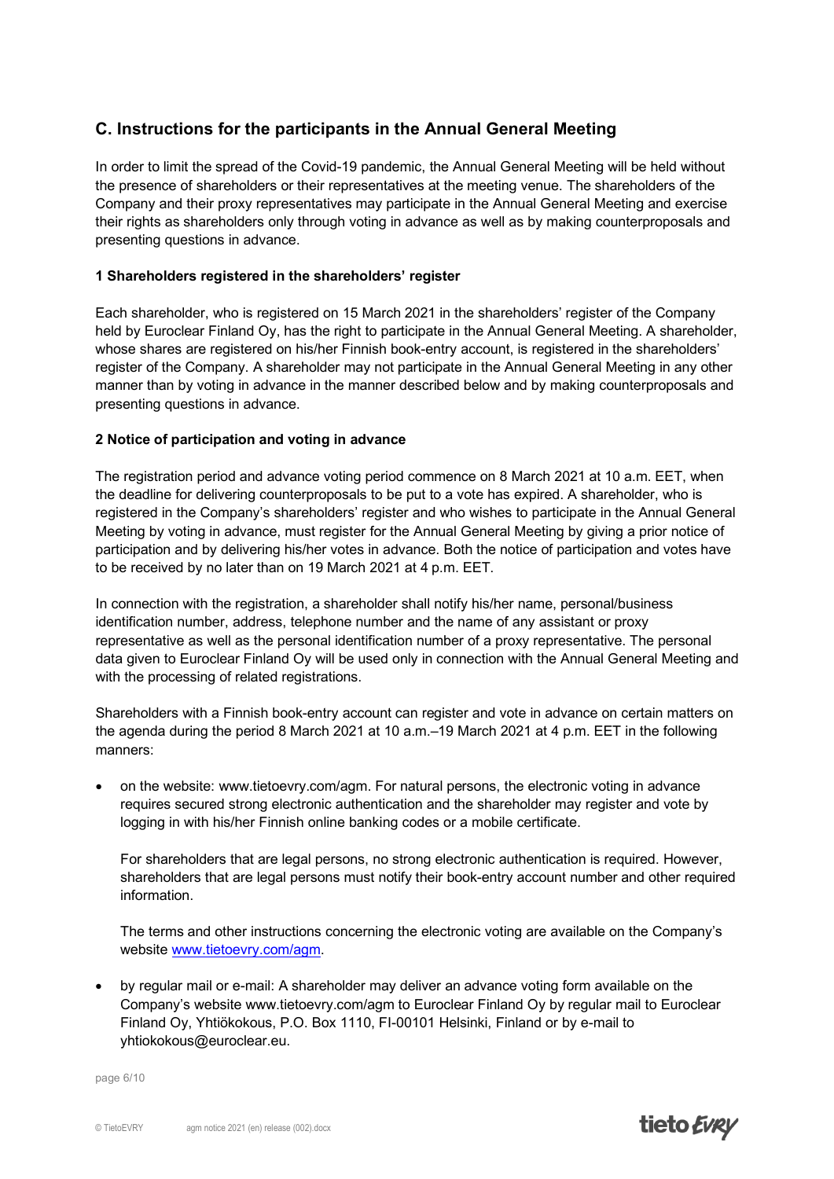## C. Instructions for the participants in the Annual General Meeting

In order to limit the spread of the Covid-19 pandemic, the Annual General Meeting will be held without the presence of shareholders or their representatives at the meeting venue. The shareholders of the Company and their proxy representatives may participate in the Annual General Meeting and exercise their rights as shareholders only through voting in advance as well as by making counterproposals and presenting questions in advance.

### 1 Shareholders registered in the shareholders' register

Each shareholder, who is registered on 15 March 2021 in the shareholders' register of the Company held by Euroclear Finland Oy, has the right to participate in the Annual General Meeting. A shareholder, whose shares are registered on his/her Finnish book-entry account, is registered in the shareholders' register of the Company. A shareholder may not participate in the Annual General Meeting in any other manner than by voting in advance in the manner described below and by making counterproposals and presenting questions in advance.

### 2 Notice of participation and voting in advance

The registration period and advance voting period commence on 8 March 2021 at 10 a.m. EET, when the deadline for delivering counterproposals to be put to a vote has expired. A shareholder, who is registered in the Company's shareholders' register and who wishes to participate in the Annual General Meeting by voting in advance, must register for the Annual General Meeting by giving a prior notice of participation and by delivering his/her votes in advance. Both the notice of participation and votes have to be received by no later than on 19 March 2021 at 4 p.m. EET.

In connection with the registration, a shareholder shall notify his/her name, personal/business identification number, address, telephone number and the name of any assistant or proxy representative as well as the personal identification number of a proxy representative. The personal data given to Euroclear Finland Oy will be used only in connection with the Annual General Meeting and with the processing of related registrations.

Shareholders with a Finnish book-entry account can register and vote in advance on certain matters on the agenda during the period 8 March 2021 at 10 a.m.–19 March 2021 at 4 p.m. EET in the following manners:

- on the website: www.tietoevry.com/agm. For natural persons, the electronic voting in advance requires secured strong electronic authentication and the shareholder may register and vote by logging in with his/her Finnish online banking codes or a mobile certificate.

  For shareholders that are legal persons, no strong electronic authentication is required. However, shareholders that are legal persons must notify their book-entry account number and other required information.

  The terms and other instructions concerning the electronic voting are available on the Company's website www.tietoevry.com/agm.

- by regular mail or e-mail: A shareholder may deliver an advance voting form available on the Company's website www.tietoevry.com/agm to Euroclear Finland Oy by regular mail to Euroclear Finland Oy, Yhtiökokous, P.O. Box 1110, FI-00101 Helsinki, Finland or by e-mail to yhtiokokous@euroclear.eu.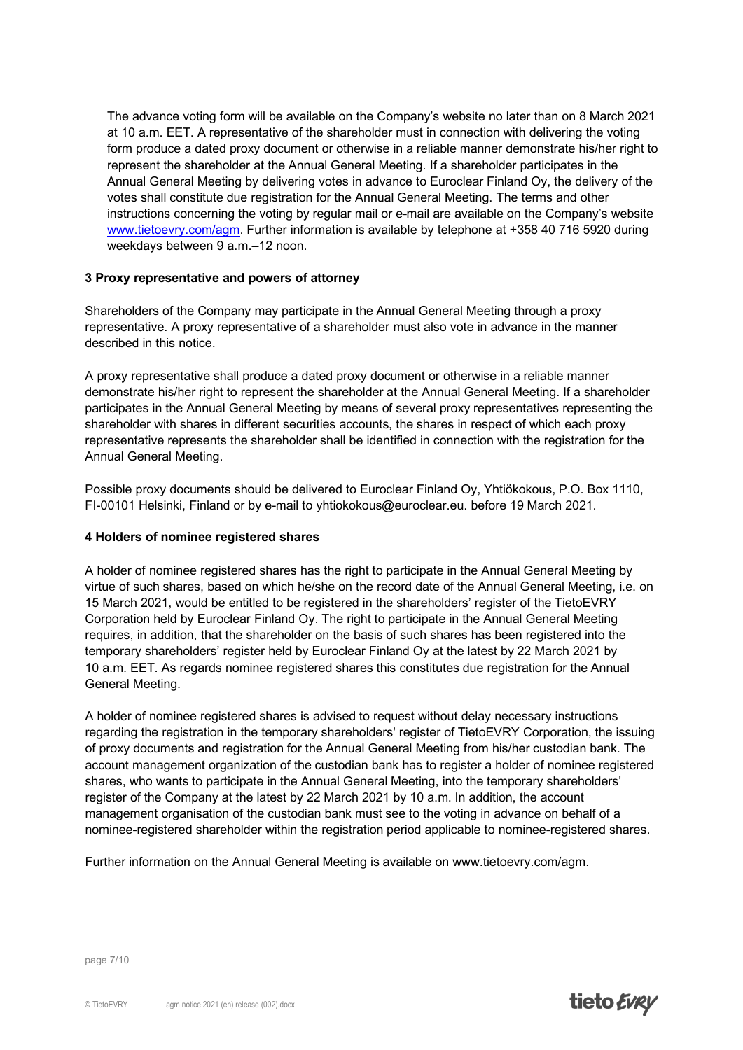The advance voting form will be available on the Company's website no later than on 8 March 2021 at 10 a.m. EET. A representative of the shareholder must in connection with delivering the voting form produce a dated proxy document or otherwise in a reliable manner demonstrate his/her right to represent the shareholder at the Annual General Meeting. If a shareholder participates in the Annual General Meeting by delivering votes in advance to Euroclear Finland Oy, the delivery of the votes shall constitute due registration for the Annual General Meeting. The terms and other instructions concerning the voting by regular mail or e-mail are available on the Company's website www.tietoevry.com/agm. Further information is available by telephone at +358 40 716 5920 during weekdays between 9 a.m.–12 noon.

**3 Proxy representative and powers of attorney**

Shareholders of the Company may participate in the Annual General Meeting through a proxy representative. A proxy representative of a shareholder must also vote in advance in the manner described in this notice.

A proxy representative shall produce a dated proxy document or otherwise in a reliable manner demonstrate his/her right to represent the shareholder at the Annual General Meeting. If a shareholder participates in the Annual General Meeting by means of several proxy representatives representing the shareholder with shares in different securities accounts, the shares in respect of which each proxy representative represents the shareholder shall be identified in connection with the registration for the Annual General Meeting.

Possible proxy documents should be delivered to Euroclear Finland Oy, Yhtiökokous, P.O. Box 1110, FI-00101 Helsinki, Finland or by e-mail to yhtiokokous@euroclear.eu. before 19 March 2021.

**4 Holders of nominee registered shares**

A holder of nominee registered shares has the right to participate in the Annual General Meeting by virtue of such shares, based on which he/she on the record date of the Annual General Meeting, i.e. on 15 March 2021, would be entitled to be registered in the shareholders' register of the TietoEVRY Corporation held by Euroclear Finland Oy. The right to participate in the Annual General Meeting requires, in addition, that the shareholder on the basis of such shares has been registered into the temporary shareholders' register held by Euroclear Finland Oy at the latest by 22 March 2021 by 10 a.m. EET. As regards nominee registered shares this constitutes due registration for the Annual General Meeting.

A holder of nominee registered shares is advised to request without delay necessary instructions regarding the registration in the temporary shareholders' register of TietoEVRY Corporation, the issuing of proxy documents and registration for the Annual General Meeting from his/her custodian bank. The account management organization of the custodian bank has to register a holder of nominee registered shares, who wants to participate in the Annual General Meeting, into the temporary shareholders' register of the Company at the latest by 22 March 2021 by 10 a.m. In addition, the account management organisation of the custodian bank must see to the voting in advance on behalf of a nominee-registered shareholder within the registration period applicable to nominee-registered shares.

Further information on the Annual General Meeting is available on www.tietoevry.com/agm.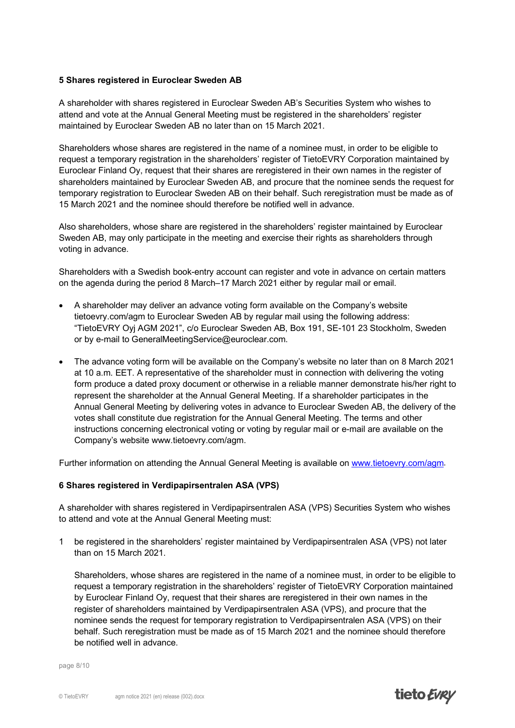**5 Shares registered in Euroclear Sweden AB**

A shareholder with shares registered in Euroclear Sweden AB's Securities System who wishes to attend and vote at the Annual General Meeting must be registered in the shareholders' register maintained by Euroclear Sweden AB no later than on 15 March 2021.

Shareholders whose shares are registered in the name of a nominee must, in order to be eligible to request a temporary registration in the shareholders' register of TietoEVRY Corporation maintained by Euroclear Finland Oy, request that their shares are reregistered in their own names in the register of shareholders maintained by Euroclear Sweden AB, and procure that the nominee sends the request for temporary registration to Euroclear Sweden AB on their behalf. Such reregistration must be made as of 15 March 2021 and the nominee should therefore be notified well in advance.

Also shareholders, whose share are registered in the shareholders' register maintained by Euroclear Sweden AB, may only participate in the meeting and exercise their rights as shareholders through voting in advance.

Shareholders with a Swedish book-entry account can register and vote in advance on certain matters on the agenda during the period 8 March–17 March 2021 either by regular mail or email.

- A shareholder may deliver an advance voting form available on the Company's website tietoevry.com/agm to Euroclear Sweden AB by regular mail using the following address: "TietoEVRY Oyj AGM 2021", c/o Euroclear Sweden AB, Box 191, SE-101 23 Stockholm, Sweden or by e-mail to GeneralMeetingService@euroclear.com.
- The advance voting form will be available on the Company's website no later than on 8 March 2021 at 10 a.m. EET. A representative of the shareholder must in connection with delivering the voting form produce a dated proxy document or otherwise in a reliable manner demonstrate his/her right to represent the shareholder at the Annual General Meeting. If a shareholder participates in the Annual General Meeting by delivering votes in advance to Euroclear Sweden AB, the delivery of the votes shall constitute due registration for the Annual General Meeting. The terms and other instructions concerning electronical voting or voting by regular mail or e-mail are available on the Company's website www.tietoevry.com/agm.

Further information on attending the Annual General Meeting is available on [www.tietoevry.com/agm](www.tietoevry.com/agm).

**6 Shares registered in Verdipapirsentralen ASA (VPS)**

A shareholder with shares registered in Verdipapirsentralen ASA (VPS) Securities System who wishes to attend and vote at the Annual General Meeting must:

1 be registered in the shareholders' register maintained by Verdipapirsentralen ASA (VPS) not later than on 15 March 2021.

   Shareholders, whose shares are registered in the name of a nominee must, in order to be eligible to request a temporary registration in the shareholders' register of TietoEVRY Corporation maintained by Euroclear Finland Oy, request that their shares are reregistered in their own names in the register of shareholders maintained by Verdipapirsentralen ASA (VPS), and procure that the nominee sends the request for temporary registration to Verdipapirsentralen ASA (VPS) on their behalf. Such reregistration must be made as of 15 March 2021 and the nominee should therefore be notified well in advance.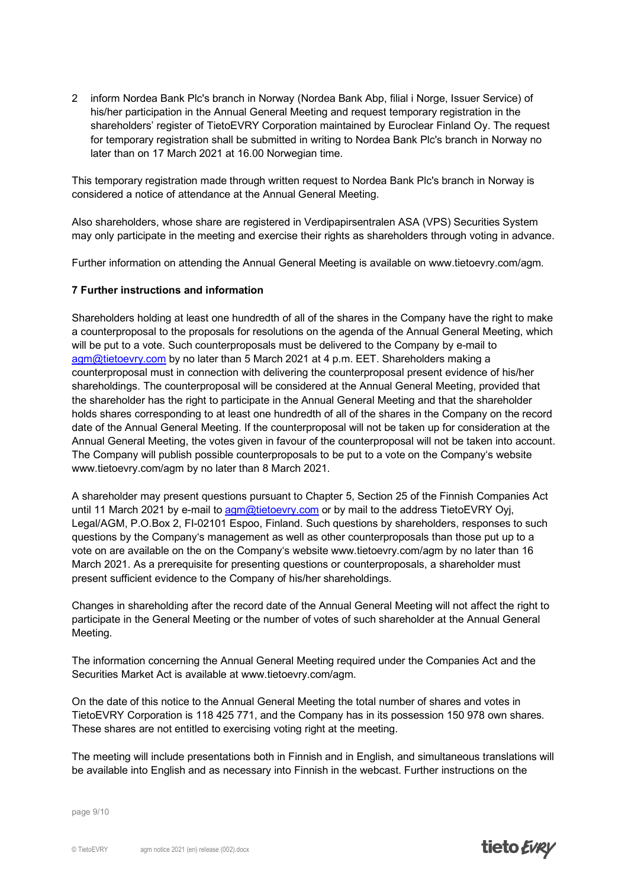2 inform Nordea Bank Plc's branch in Norway (Nordea Bank Abp, filial i Norge, Issuer Service) of his/her participation in the Annual General Meeting and request temporary registration in the shareholders' register of TietoEVRY Corporation maintained by Euroclear Finland Oy. The request for temporary registration shall be submitted in writing to Nordea Bank Plc's branch in Norway no later than on 17 March 2021 at 16.00 Norwegian time.

This temporary registration made through written request to Nordea Bank Plc's branch in Norway is considered a notice of attendance at the Annual General Meeting.

Also shareholders, whose share are registered in Verdipapirsentralen ASA (VPS) Securities System may only participate in the meeting and exercise their rights as shareholders through voting in advance.

Further information on attending the Annual General Meeting is available on www.tietoevry.com/agm.

**7 Further instructions and information**

Shareholders holding at least one hundredth of all of the shares in the Company have the right to make a counterproposal to the proposals for resolutions on the agenda of the Annual General Meeting, which will be put to a vote. Such counterproposals must be delivered to the Company by e-mail to agm@tietoevry.com by no later than 5 March 2021 at 4 p.m. EET. Shareholders making a counterproposal must in connection with delivering the counterproposal present evidence of his/her shareholdings. The counterproposal will be considered at the Annual General Meeting, provided that the shareholder has the right to participate in the Annual General Meeting and that the shareholder holds shares corresponding to at least one hundredth of all of the shares in the Company on the record date of the Annual General Meeting. If the counterproposal will not be taken up for consideration at the Annual General Meeting, the votes given in favour of the counterproposal will not be taken into account. The Company will publish possible counterproposals to be put to a vote on the Company's website www.tietoevry.com/agm by no later than 8 March 2021.

A shareholder may present questions pursuant to Chapter 5, Section 25 of the Finnish Companies Act until 11 March 2021 by e-mail to agm@tietoevry.com or by mail to the address TietoEVRY Oyj, Legal/AGM, P.O.Box 2, FI-02101 Espoo, Finland. Such questions by shareholders, responses to such questions by the Company's management as well as other counterproposals than those put up to a vote on are available on the on the Company's website www.tietoevry.com/agm by no later than 16 March 2021. As a prerequisite for presenting questions or counterproposals, a shareholder must present sufficient evidence to the Company of his/her shareholdings.

Changes in shareholding after the record date of the Annual General Meeting will not affect the right to participate in the General Meeting or the number of votes of such shareholder at the Annual General Meeting.

The information concerning the Annual General Meeting required under the Companies Act and the Securities Market Act is available at www.tietoevry.com/agm.

On the date of this notice to the Annual General Meeting the total number of shares and votes in TietoEVRY Corporation is 118 425 771, and the Company has in its possession 150 978 own shares. These shares are not entitled to exercising voting right at the meeting.

The meeting will include presentations both in Finnish and in English, and simultaneous translations will be available into English and as necessary into Finnish in the webcast. Further instructions on the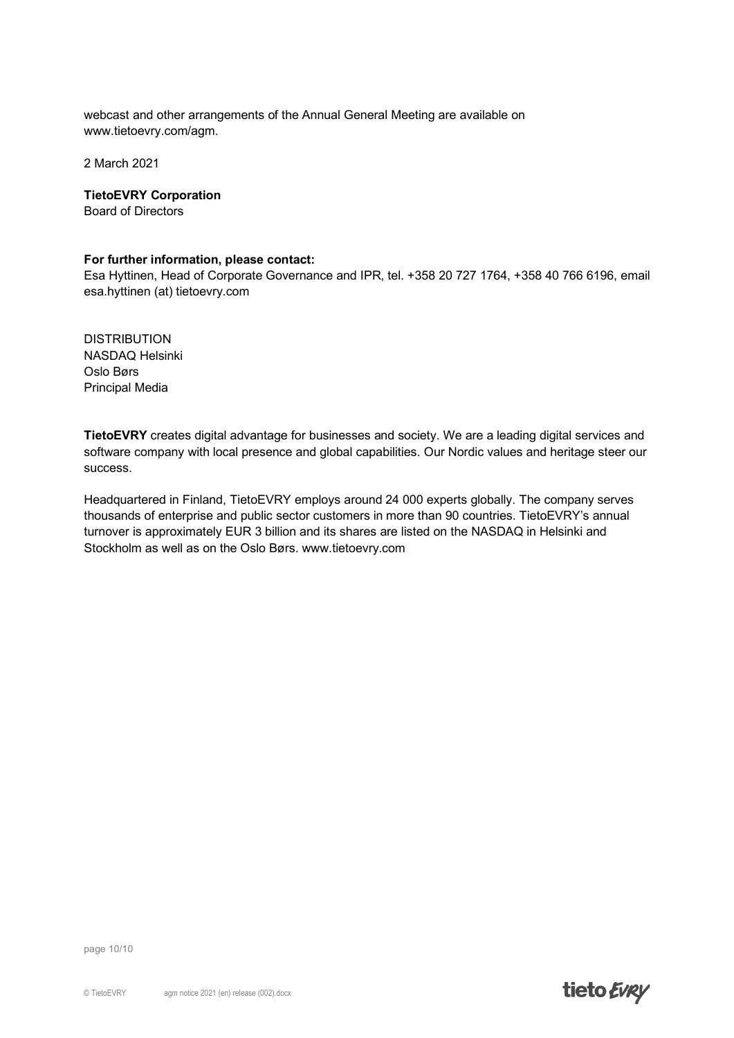webcast and other arrangements of the Annual General Meeting are available on www.tietoevry.com/agm.

2 March 2021

**TietoEVRY Corporation**
Board of Directors

**For further information, please contact:**
Esa Hyttinen, Head of Corporate Governance and IPR, tel. +358 20 727 1764, +358 40 766 6196, email esa.hyttinen (at) tietoevry.com

DISTRIBUTION
NASDAQ Helsinki
Oslo Børs
Principal Media

**TietoEVRY** creates digital advantage for businesses and society. We are a leading digital services and software company with local presence and global capabilities. Our Nordic values and heritage steer our success.

Headquartered in Finland, TietoEVRY employs around 24 000 experts globally. The company serves thousands of enterprise and public sector customers in more than 90 countries. TietoEVRY's annual turnover is approximately EUR 3 billion and its shares are listed on the NASDAQ in Helsinki and Stockholm as well as on the Oslo Børs. www.tietoevry.com